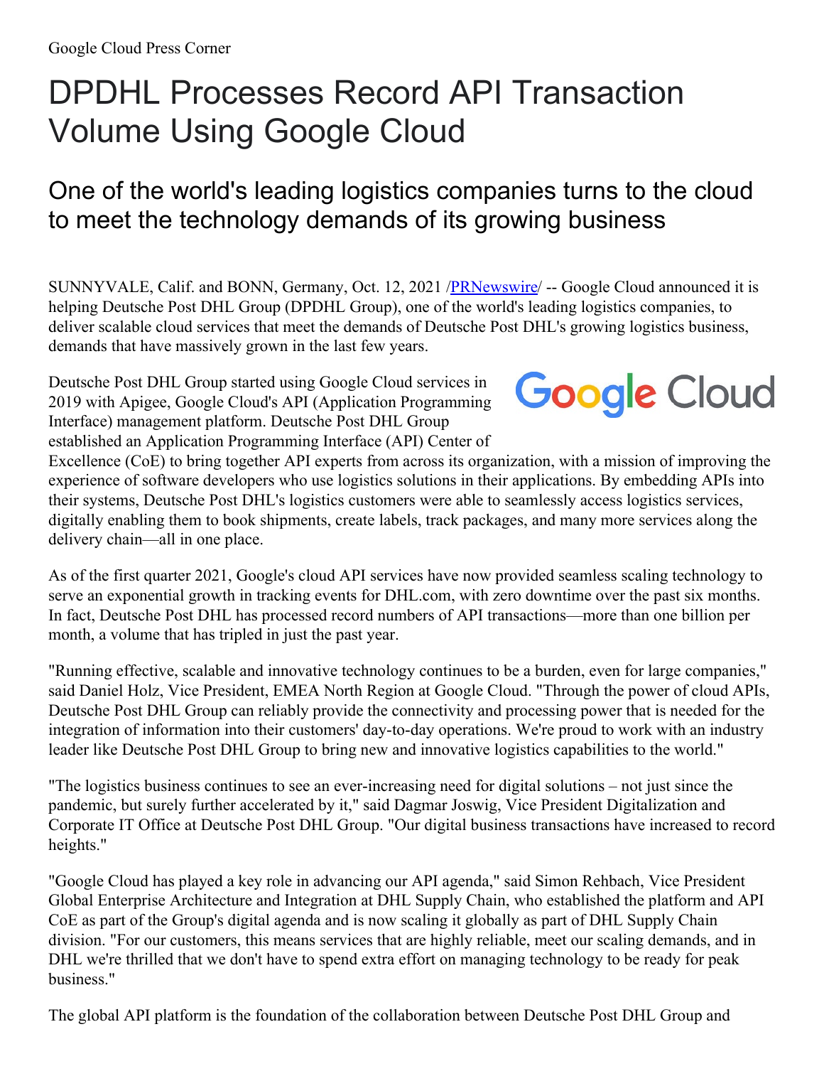Google Cloud Press Corner

# DPDHL Processes Record API Transaction Volume Using Google Cloud

## One of the world's leading logistics companies turns to the cloud to meet the technology demands of its growing business

SUNNYVALE, Calif. and BONN, Germany, Oct. 12, 2021 /PRNewswire/ -- Google Cloud announced it is helping Deutsche Post DHL Group (DPDHL Group), one of the world's leading logistics companies, to deliver scalable cloud services that meet the demands of Deutsche Post DHL's growing logistics business, demands that have massively grown in the last few years.

Deutsche Post DHL Group started using Google Cloud services in 2019 with Apigee, Google Cloud's API (Application Programming Interface) management platform. Deutsche Post DHL Group established an Application Programming Interface (API) Center of Excellence (CoE) to bring together API experts from across its organization, with a mission of improving the experience of software developers who use logistics solutions in their applications. By embedding APIs into their systems, Deutsche Post DHL's logistics customers were able to seamlessly access logistics services, digitally enabling them to book shipments, create labels, track packages, and many more services along the delivery chain—all in one place.

As of the first quarter 2021, Google's cloud API services have now provided seamless scaling technology to serve an exponential growth in tracking events for DHL.com, with zero downtime over the past six months. In fact, Deutsche Post DHL has processed record numbers of API transactions—more than one billion per month, a volume that has tripled in just the past year.

"Running effective, scalable and innovative technology continues to be a burden, even for large companies," said Daniel Holz, Vice President, EMEA North Region at Google Cloud. "Through the power of cloud APIs, Deutsche Post DHL Group can reliably provide the connectivity and processing power that is needed for the integration of information into their customers' day-to-day operations. We're proud to work with an industry leader like Deutsche Post DHL Group to bring new and innovative logistics capabilities to the world."

"The logistics business continues to see an ever-increasing need for digital solutions – not just since the pandemic, but surely further accelerated by it," said Dagmar Joswig, Vice President Digitalization and Corporate IT Office at Deutsche Post DHL Group. "Our digital business transactions have increased to record heights."

"Google Cloud has played a key role in advancing our API agenda," said Simon Rehbach, Vice President Global Enterprise Architecture and Integration at DHL Supply Chain, who established the platform and API CoE as part of the Group's digital agenda and is now scaling it globally as part of DHL Supply Chain division. "For our customers, this means services that are highly reliable, meet our scaling demands, and in DHL we're thrilled that we don't have to spend extra effort on managing technology to be ready for peak business."

The global API platform is the foundation of the collaboration between Deutsche Post DHL Group and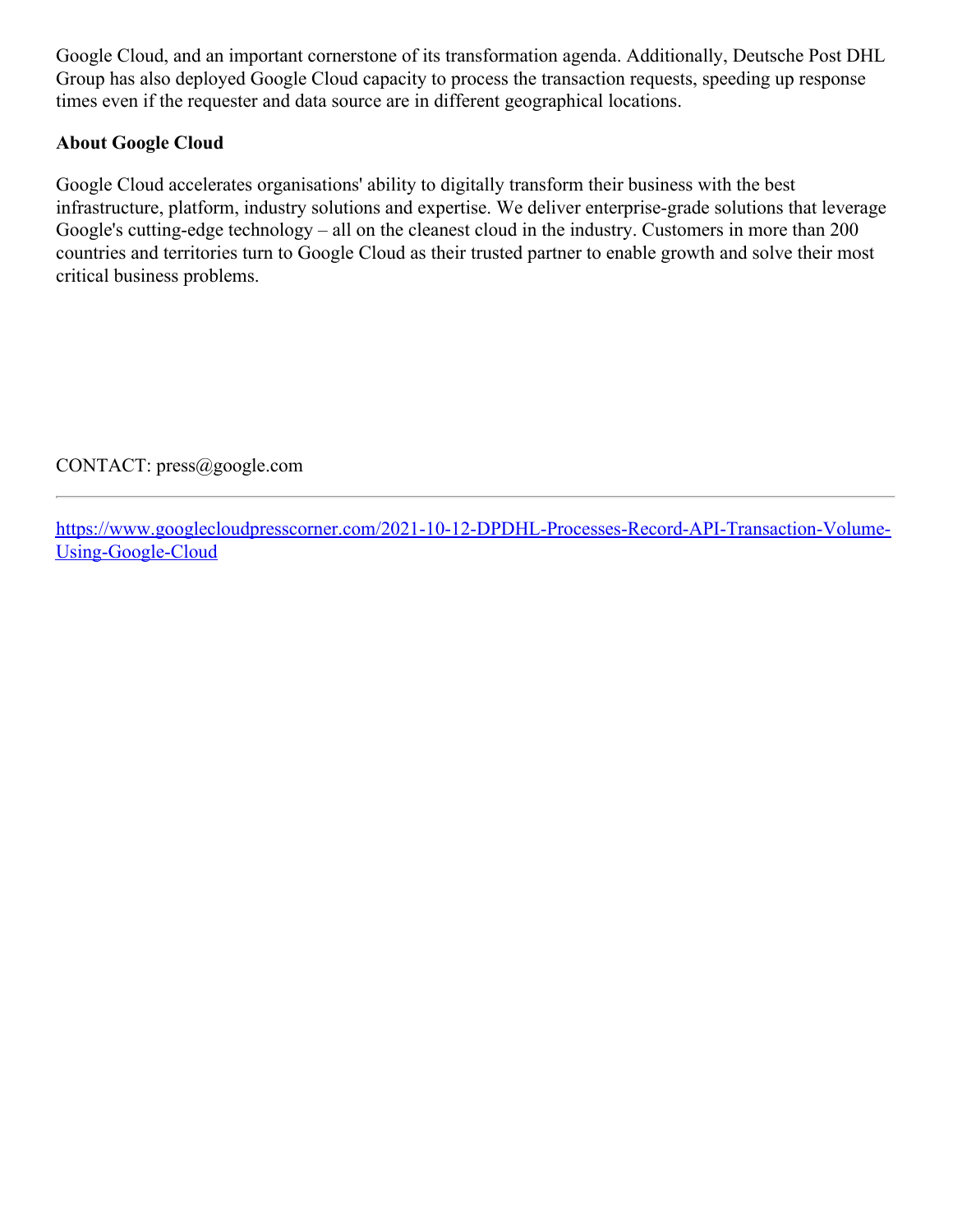Google Cloud, and an important cornerstone of its transformation agenda. Additionally, Deutsche Post DHL Group has also deployed Google Cloud capacity to process the transaction requests, speeding up response times even if the requester and data source are in different geographical locations.

**About Google Cloud**

Google Cloud accelerates organisations' ability to digitally transform their business with the best infrastructure, platform, industry solutions and expertise. We deliver enterprise-grade solutions that leverage Google's cutting-edge technology – all on the cleanest cloud in the industry. Customers in more than 200 countries and territories turn to Google Cloud as their trusted partner to enable growth and solve their most critical business problems.

CONTACT: press@google.com

---

https://www.googlecloudpresscorner.com/2021-10-12-DPDHL-Processes-Record-API-Transaction-Volume-Using-Google-Cloud